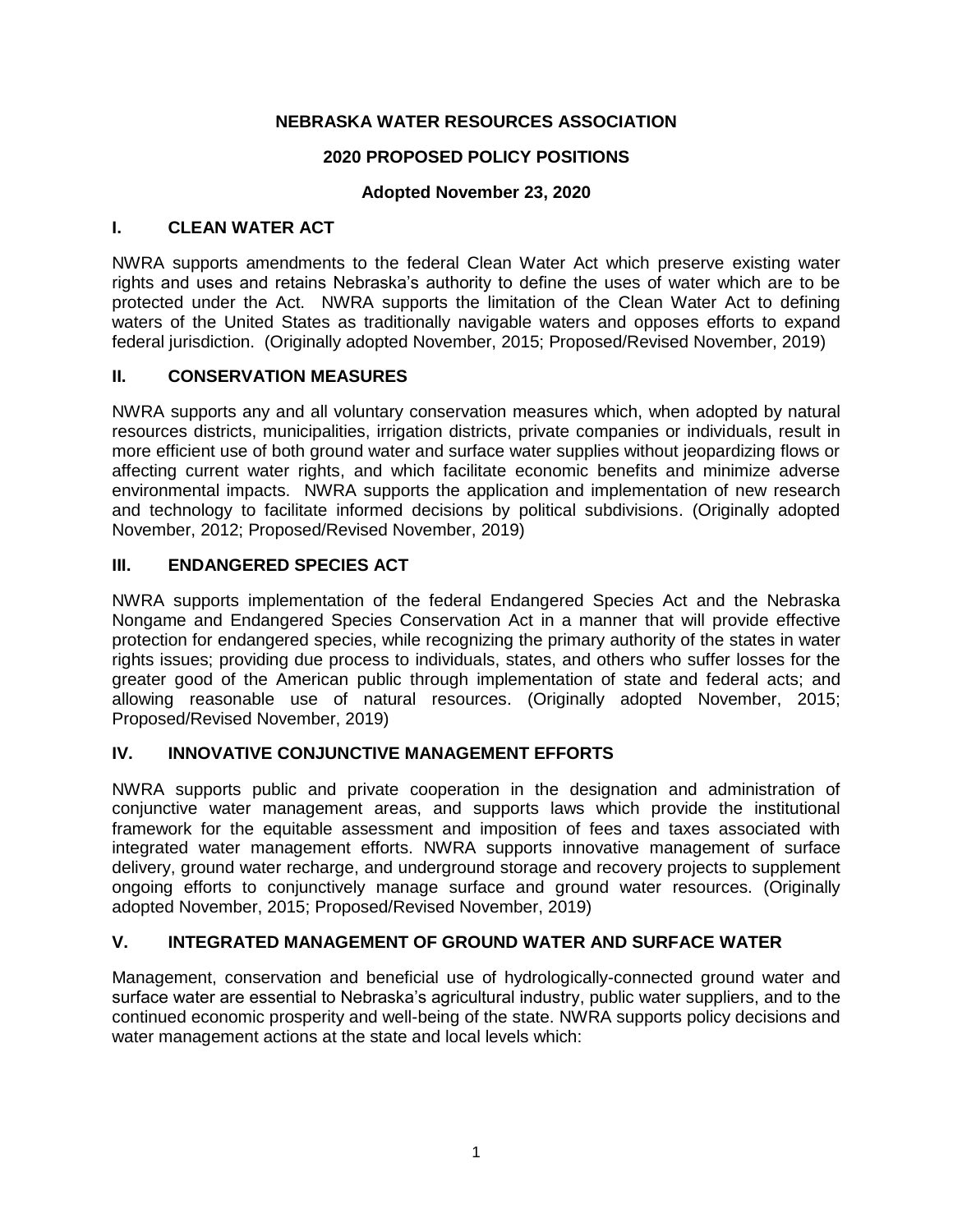# NEBRASKA WATER RESOURCES ASSOCIATION

## 2020 PROPOSED POLICY POSITIONS

### Adopted November 23, 2020

## I. CLEAN WATER ACT

NWRA supports amendments to the federal Clean Water Act which preserve existing water rights and uses and retains Nebraska's authority to define the uses of water which are to be protected under the Act. NWRA supports the limitation of the Clean Water Act to defining waters of the United States as traditionally navigable waters and opposes efforts to expand federal jurisdiction. (Originally adopted November, 2015; Proposed/Revised November, 2019)

## II. CONSERVATION MEASURES

NWRA supports any and all voluntary conservation measures which, when adopted by natural resources districts, municipalities, irrigation districts, private companies or individuals, result in more efficient use of both ground water and surface water supplies without jeopardizing flows or affecting current water rights, and which facilitate economic benefits and minimize adverse environmental impacts. NWRA supports the application and implementation of new research and technology to facilitate informed decisions by political subdivisions. (Originally adopted November, 2012; Proposed/Revised November, 2019)

## III. ENDANGERED SPECIES ACT

NWRA supports implementation of the federal Endangered Species Act and the Nebraska Nongame and Endangered Species Conservation Act in a manner that will provide effective protection for endangered species, while recognizing the primary authority of the states in water rights issues; providing due process to individuals, states, and others who suffer losses for the greater good of the American public through implementation of state and federal acts; and allowing reasonable use of natural resources. (Originally adopted November, 2015; Proposed/Revised November, 2019)

## IV. INNOVATIVE CONJUNCTIVE MANAGEMENT EFFORTS

NWRA supports public and private cooperation in the designation and administration of conjunctive water management areas, and supports laws which provide the institutional framework for the equitable assessment and imposition of fees and taxes associated with integrated water management efforts. NWRA supports innovative management of surface delivery, ground water recharge, and underground storage and recovery projects to supplement ongoing efforts to conjunctively manage surface and ground water resources. (Originally adopted November, 2015; Proposed/Revised November, 2019)

## V. INTEGRATED MANAGEMENT OF GROUND WATER AND SURFACE WATER

Management, conservation and beneficial use of hydrologically-connected ground water and surface water are essential to Nebraska's agricultural industry, public water suppliers, and to the continued economic prosperity and well-being of the state. NWRA supports policy decisions and water management actions at the state and local levels which: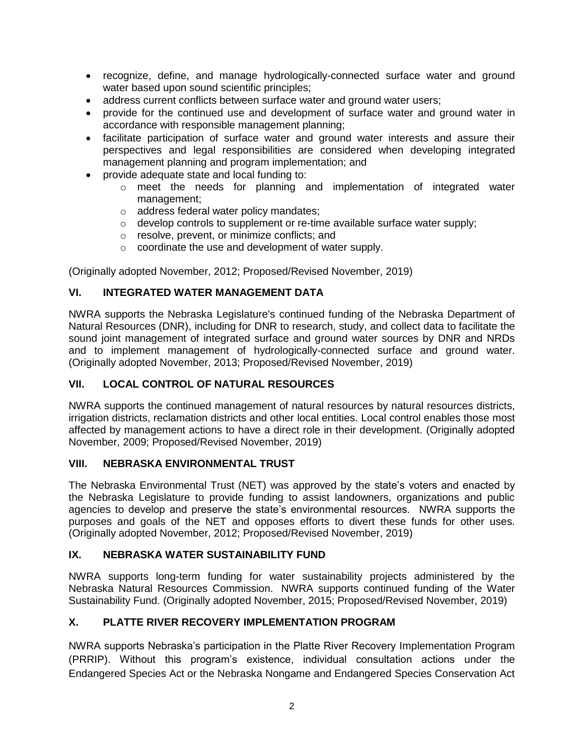- recognize, define, and manage hydrologically-connected surface water and ground water based upon sound scientific principles;
- address current conflicts between surface water and ground water users;
- provide for the continued use and development of surface water and ground water in accordance with responsible management planning;
- facilitate participation of surface water and ground water interests and assure their perspectives and legal responsibilities are considered when developing integrated management planning and program implementation; and
- provide adequate state and local funding to:
  - meet the needs for planning and implementation of integrated water management;
  - address federal water policy mandates;
  - develop controls to supplement or re-time available surface water supply;
  - resolve, prevent, or minimize conflicts; and
  - coordinate the use and development of water supply.

(Originally adopted November, 2012; Proposed/Revised November, 2019)

## VI. INTEGRATED WATER MANAGEMENT DATA

NWRA supports the Nebraska Legislature's continued funding of the Nebraska Department of Natural Resources (DNR), including for DNR to research, study, and collect data to facilitate the sound joint management of integrated surface and ground water sources by DNR and NRDs and to implement management of hydrologically-connected surface and ground water. (Originally adopted November, 2013; Proposed/Revised November, 2019)

## VII. LOCAL CONTROL OF NATURAL RESOURCES

NWRA supports the continued management of natural resources by natural resources districts, irrigation districts, reclamation districts and other local entities. Local control enables those most affected by management actions to have a direct role in their development. (Originally adopted November, 2009; Proposed/Revised November, 2019)

## VIII. NEBRASKA ENVIRONMENTAL TRUST

The Nebraska Environmental Trust (NET) was approved by the state's voters and enacted by the Nebraska Legislature to provide funding to assist landowners, organizations and public agencies to develop and preserve the state's environmental resources. NWRA supports the purposes and goals of the NET and opposes efforts to divert these funds for other uses. (Originally adopted November, 2012; Proposed/Revised November, 2019)

## IX. NEBRASKA WATER SUSTAINABILITY FUND

NWRA supports long-term funding for water sustainability projects administered by the Nebraska Natural Resources Commission. NWRA supports continued funding of the Water Sustainability Fund. (Originally adopted November, 2015; Proposed/Revised November, 2019)

## X. PLATTE RIVER RECOVERY IMPLEMENTATION PROGRAM

NWRA supports Nebraska's participation in the Platte River Recovery Implementation Program (PRRIP). Without this program's existence, individual consultation actions under the Endangered Species Act or the Nebraska Nongame and Endangered Species Conservation Act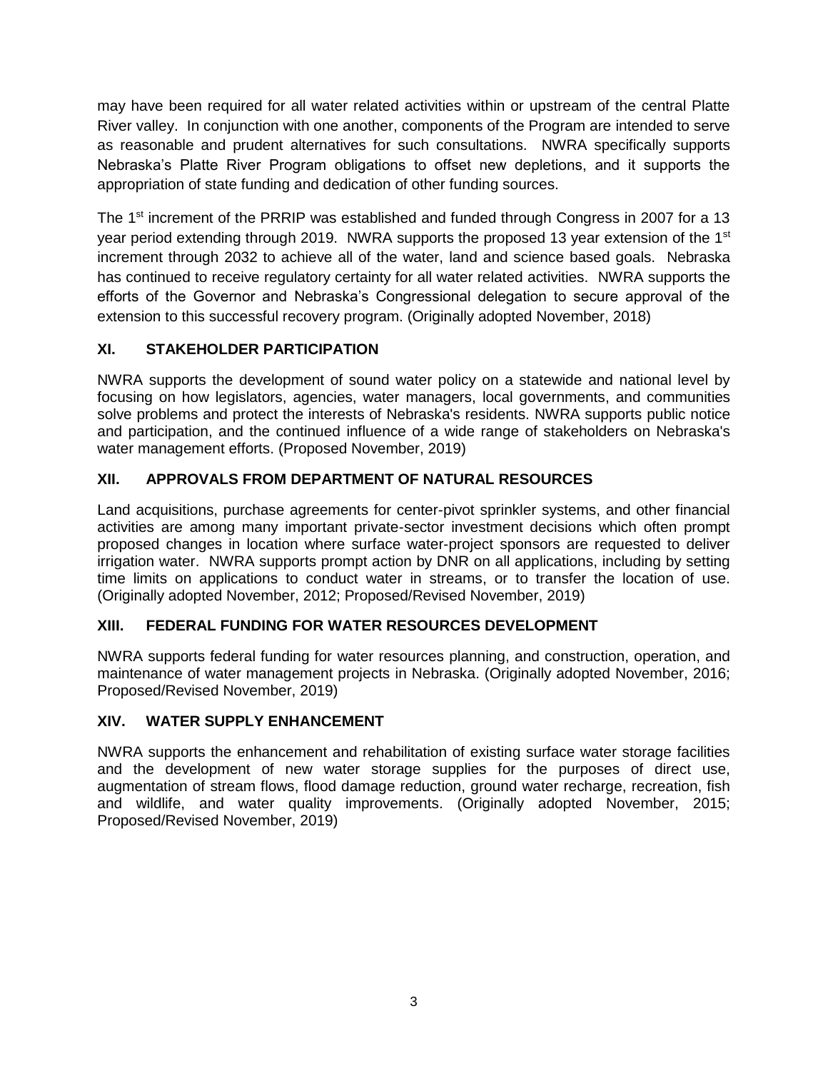may have been required for all water related activities within or upstream of the central Platte River valley. In conjunction with one another, components of the Program are intended to serve as reasonable and prudent alternatives for such consultations. NWRA specifically supports Nebraska's Platte River Program obligations to offset new depletions, and it supports the appropriation of state funding and dedication of other funding sources.

The 1st increment of the PRRIP was established and funded through Congress in 2007 for a 13 year period extending through 2019. NWRA supports the proposed 13 year extension of the 1st increment through 2032 to achieve all of the water, land and science based goals. Nebraska has continued to receive regulatory certainty for all water related activities. NWRA supports the efforts of the Governor and Nebraska's Congressional delegation to secure approval of the extension to this successful recovery program. (Originally adopted November, 2018)

## XI. STAKEHOLDER PARTICIPATION

NWRA supports the development of sound water policy on a statewide and national level by focusing on how legislators, agencies, water managers, local governments, and communities solve problems and protect the interests of Nebraska's residents. NWRA supports public notice and participation, and the continued influence of a wide range of stakeholders on Nebraska's water management efforts. (Proposed November, 2019)

## XII. APPROVALS FROM DEPARTMENT OF NATURAL RESOURCES

Land acquisitions, purchase agreements for center-pivot sprinkler systems, and other financial activities are among many important private-sector investment decisions which often prompt proposed changes in location where surface water-project sponsors are requested to deliver irrigation water. NWRA supports prompt action by DNR on all applications, including by setting time limits on applications to conduct water in streams, or to transfer the location of use. (Originally adopted November, 2012; Proposed/Revised November, 2019)

## XIII. FEDERAL FUNDING FOR WATER RESOURCES DEVELOPMENT

NWRA supports federal funding for water resources planning, and construction, operation, and maintenance of water management projects in Nebraska. (Originally adopted November, 2016; Proposed/Revised November, 2019)

## XIV. WATER SUPPLY ENHANCEMENT

NWRA supports the enhancement and rehabilitation of existing surface water storage facilities and the development of new water storage supplies for the purposes of direct use, augmentation of stream flows, flood damage reduction, ground water recharge, recreation, fish and wildlife, and water quality improvements. (Originally adopted November, 2015; Proposed/Revised November, 2019)